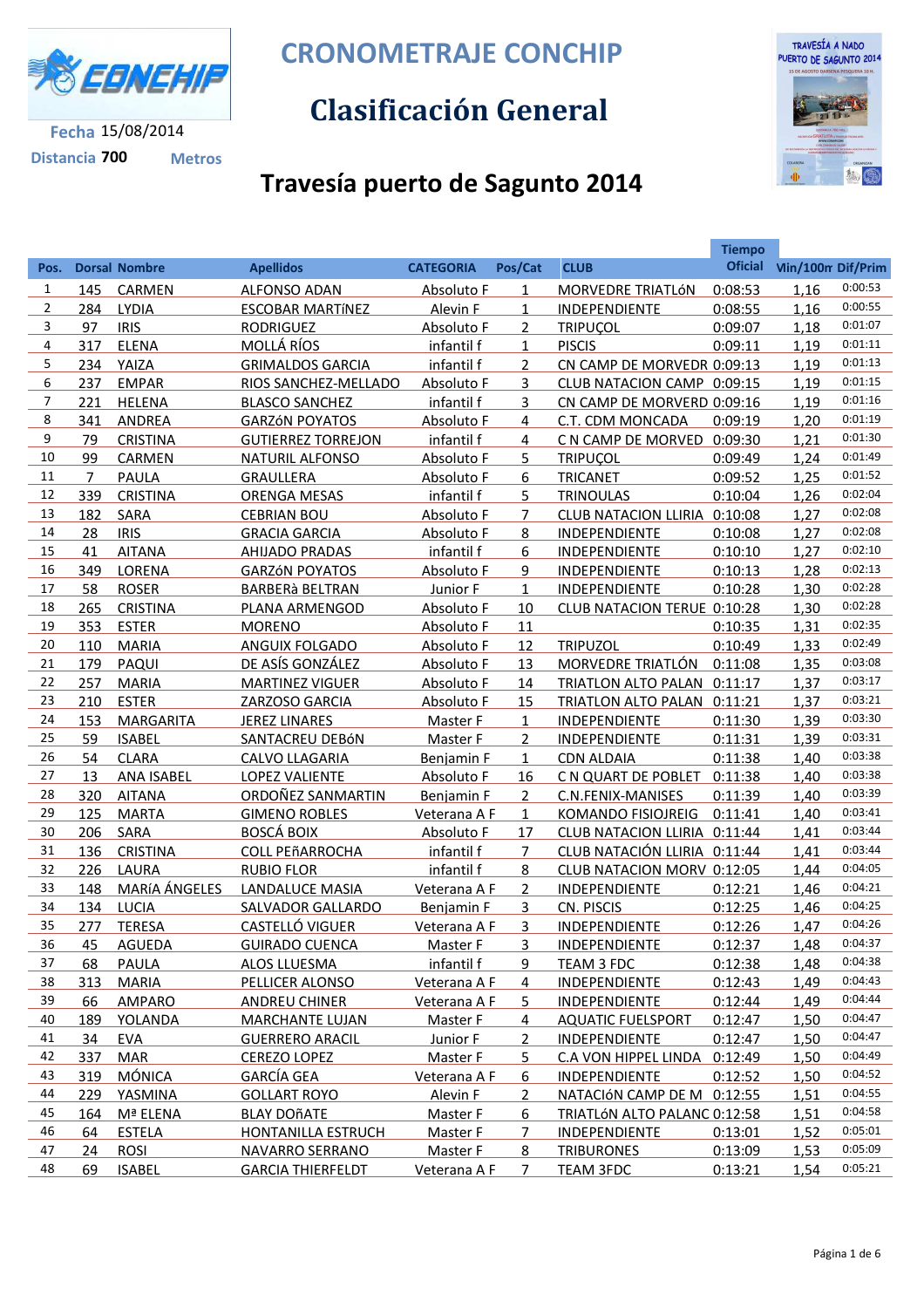# CRONOMETRAJE CONCHIP

## Clasificación General

Fecha 15/08/2014

Distancia 700 Metros

## Travesía puerto de Sagunto 2014

| Pos. | Dorsal | Nombre | Apellidos | CATEGORIA | Pos/Cat | CLUB | Tiempo Oficial | Min/100m | Dif/Prim |
|---|---|---|---|---|---|---|---|---|---|
| 1 | 145 | CARMEN | ALFONSO ADAN | Absoluto F | 1 | MORVEDRE TRIATLóN | 0:08:53 | 1,16 | 0:00:53 |
| 2 | 284 | LYDIA | ESCOBAR MARTíNEZ | Alevin F | 1 | INDEPENDIENTE | 0:08:55 | 1,16 | 0:00:55 |
| 3 | 97 | IRIS | RODRIGUEZ | Absoluto F | 2 | TRIPUÇOL | 0:09:07 | 1,18 | 0:01:07 |
| 4 | 317 | ELENA | MOLLÁ RÍOS | infantil f | 1 | PISCIS | 0:09:11 | 1,19 | 0:01:11 |
| 5 | 234 | YAIZA | GRIMALDOS GARCIA | infantil f | 2 | CN CAMP DE MORVEDR | 0:09:13 | 1,19 | 0:01:13 |
| 6 | 237 | EMPAR | RIOS SANCHEZ-MELLADO | Absoluto F | 3 | CLUB NATACION CAMP | 0:09:15 | 1,19 | 0:01:15 |
| 7 | 221 | HELENA | BLASCO SANCHEZ | infantil f | 3 | CN CAMP DE MORVERD | 0:09:16 | 1,19 | 0:01:16 |
| 8 | 341 | ANDREA | GARZóN POYATOS | Absoluto F | 4 | C.T. CDM MONCADA | 0:09:19 | 1,20 | 0:01:19 |
| 9 | 79 | CRISTINA | GUTIERREZ TORREJON | infantil f | 4 | C N CAMP DE MORVED | 0:09:30 | 1,21 | 0:01:30 |
| 10 | 99 | CARMEN | NATURIL ALFONSO | Absoluto F | 5 | TRIPUÇOL | 0:09:49 | 1,24 | 0:01:49 |
| 11 | 7 | PAULA | GRAULLERA | Absoluto F | 6 | TRICANET | 0:09:52 | 1,25 | 0:01:52 |
| 12 | 339 | CRISTINA | ORENGA MESAS | infantil f | 5 | TRINOULAS | 0:10:04 | 1,26 | 0:02:04 |
| 13 | 182 | SARA | CEBRIAN BOU | Absoluto F | 7 | CLUB NATACION LLIRIA | 0:10:08 | 1,27 | 0:02:08 |
| 14 | 28 | IRIS | GRACIA GARCIA | Absoluto F | 8 | INDEPENDIENTE | 0:10:08 | 1,27 | 0:02:08 |
| 15 | 41 | AITANA | AHIJADO PRADAS | infantil f | 6 | INDEPENDIENTE | 0:10:10 | 1,27 | 0:02:10 |
| 16 | 349 | LORENA | GARZóN POYATOS | Absoluto F | 9 | INDEPENDIENTE | 0:10:13 | 1,28 | 0:02:13 |
| 17 | 58 | ROSER | BARBERà BELTRAN | Junior F | 1 | INDEPENDIENTE | 0:10:28 | 1,30 | 0:02:28 |
| 18 | 265 | CRISTINA | PLANA ARMENGOD | Absoluto F | 10 | CLUB NATACION TERUE | 0:10:28 | 1,30 | 0:02:28 |
| 19 | 353 | ESTER | MORENO | Absoluto F | 11 | | 0:10:35 | 1,31 | 0:02:35 |
| 20 | 110 | MARIA | ANGUIX FOLGADO | Absoluto F | 12 | TRIPUZOL | 0:10:49 | 1,33 | 0:02:49 |
| 21 | 179 | PAQUI | DE ASÍS GONZÁLEZ | Absoluto F | 13 | MORVEDRE TRIATLÓN | 0:11:08 | 1,35 | 0:03:08 |
| 22 | 257 | MARIA | MARTINEZ VIGUER | Absoluto F | 14 | TRIATLON ALTO PALAN | 0:11:17 | 1,37 | 0:03:17 |
| 23 | 210 | ESTER | ZARZOSO GARCIA | Absoluto F | 15 | TRIATLON ALTO PALAN | 0:11:21 | 1,37 | 0:03:21 |
| 24 | 153 | MARGARITA | JEREZ LINARES | Master F | 1 | INDEPENDIENTE | 0:11:30 | 1,39 | 0:03:30 |
| 25 | 59 | ISABEL | SANTACREU DEBóN | Master F | 2 | INDEPENDIENTE | 0:11:31 | 1,39 | 0:03:31 |
| 26 | 54 | CLARA | CALVO LLAGARIA | Benjamin F | 1 | CDN ALDAIA | 0:11:38 | 1,40 | 0:03:38 |
| 27 | 13 | ANA ISABEL | LOPEZ VALIENTE | Absoluto F | 16 | C N QUART DE POBLET | 0:11:38 | 1,40 | 0:03:38 |
| 28 | 320 | AITANA | ORDOÑEZ SANMARTIN | Benjamin F | 2 | C.N.FENIX-MANISES | 0:11:39 | 1,40 | 0:03:39 |
| 29 | 125 | MARTA | GIMENO ROBLES | Veterana A F | 1 | KOMANDO FISIOJREIG | 0:11:41 | 1,40 | 0:03:41 |
| 30 | 206 | SARA | BOSCÁ BOIX | Absoluto F | 17 | CLUB NATACION LLIRIA | 0:11:44 | 1,41 | 0:03:44 |
| 31 | 136 | CRISTINA | COLL PEñARROCHA | infantil f | 7 | CLUB NATACIÓN LLIRIA | 0:11:44 | 1,41 | 0:03:44 |
| 32 | 226 | LAURA | RUBIO FLOR | infantil f | 8 | CLUB NATACION MORV | 0:12:05 | 1,44 | 0:04:05 |
| 33 | 148 | MARíA ÁNGELES | LANDALUCE MASIA | Veterana A F | 2 | INDEPENDIENTE | 0:12:21 | 1,46 | 0:04:21 |
| 34 | 134 | LUCIA | SALVADOR GALLARDO | Benjamin F | 3 | CN. PISCIS | 0:12:25 | 1,46 | 0:04:25 |
| 35 | 277 | TERESA | CASTELLÓ VIGUER | Veterana A F | 3 | INDEPENDIENTE | 0:12:26 | 1,47 | 0:04:26 |
| 36 | 45 | AGUEDA | GUIRADO CUENCA | Master F | 3 | INDEPENDIENTE | 0:12:37 | 1,48 | 0:04:37 |
| 37 | 68 | PAULA | ALOS LLUESMA | infantil f | 9 | TEAM 3 FDC | 0:12:38 | 1,48 | 0:04:38 |
| 38 | 313 | MARIA | PELLICER ALONSO | Veterana A F | 4 | INDEPENDIENTE | 0:12:43 | 1,49 | 0:04:43 |
| 39 | 66 | AMPARO | ANDREU CHINER | Veterana A F | 5 | INDEPENDIENTE | 0:12:44 | 1,49 | 0:04:44 |
| 40 | 189 | YOLANDA | MARCHANTE LUJAN | Master F | 4 | AQUATIC FUELSPORT | 0:12:47 | 1,50 | 0:04:47 |
| 41 | 34 | EVA | GUERRERO ARACIL | Junior F | 2 | INDEPENDIENTE | 0:12:47 | 1,50 | 0:04:47 |
| 42 | 337 | MAR | CEREZO LOPEZ | Master F | 5 | C.A VON HIPPEL LINDA | 0:12:49 | 1,50 | 0:04:49 |
| 43 | 319 | MÓNICA | GARCÍA GEA | Veterana A F | 6 | INDEPENDIENTE | 0:12:52 | 1,50 | 0:04:52 |
| 44 | 229 | YASMINA | GOLLART ROYO | Alevin F | 2 | NATACIóN CAMP DE M | 0:12:55 | 1,51 | 0:04:55 |
| 45 | 164 | Mª ELENA | BLAY DOñATE | Master F | 6 | TRIATLóN ALTO PALANC | 0:12:58 | 1,51 | 0:04:58 |
| 46 | 64 | ESTELA | HONTANILLA ESTRUCH | Master F | 7 | INDEPENDIENTE | 0:13:01 | 1,52 | 0:05:01 |
| 47 | 24 | ROSI | NAVARRO SERRANO | Master F | 8 | TRIBURONES | 0:13:09 | 1,53 | 0:05:09 |
| 48 | 69 | ISABEL | GARCIA THIERFELDT | Veterana A F | 7 | TEAM 3FDC | 0:13:21 | 1,54 | 0:05:21 |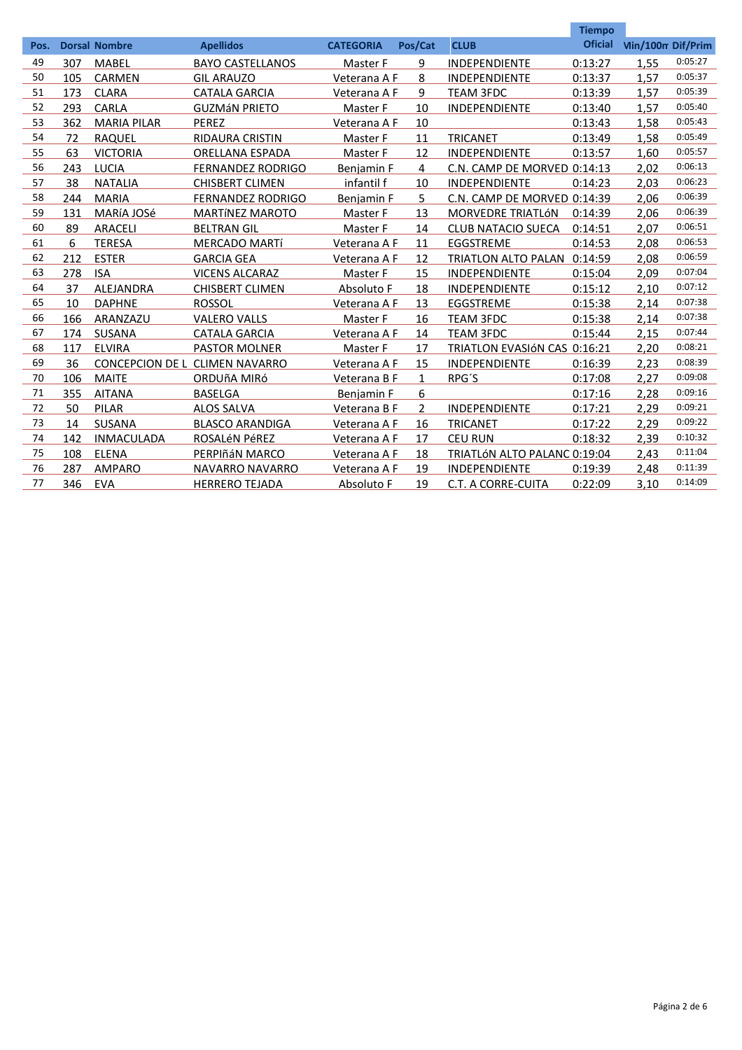| Pos. | Dorsal | Nombre | Apellidos | CATEGORIA | Pos/Cat | CLUB | Tiempo Oficial | Min/100m | Dif/Prim |
|---|---|---|---|---|---|---|---|---|---|
| 49 | 307 | MABEL | BAYO CASTELLANOS | Master F | 9 | INDEPENDIENTE | 0:13:27 | 1,55 | 0:05:27 |
| 50 | 105 | CARMEN | GIL ARAUZO | Veterana A F | 8 | INDEPENDIENTE | 0:13:37 | 1,57 | 0:05:37 |
| 51 | 173 | CLARA | CATALA GARCIA | Veterana A F | 9 | TEAM 3FDC | 0:13:39 | 1,57 | 0:05:39 |
| 52 | 293 | CARLA | GUZMáN PRIETO | Master F | 10 | INDEPENDIENTE | 0:13:40 | 1,57 | 0:05:40 |
| 53 | 362 | MARIA PILAR | PEREZ | Veterana A F | 10 | | 0:13:43 | 1,58 | 0:05:43 |
| 54 | 72 | RAQUEL | RIDAURA CRISTIN | Master F | 11 | TRICANET | 0:13:49 | 1,58 | 0:05:49 |
| 55 | 63 | VICTORIA | ORELLANA ESPADA | Master F | 12 | INDEPENDIENTE | 0:13:57 | 1,60 | 0:05:57 |
| 56 | 243 | LUCIA | FERNANDEZ RODRIGO | Benjamin F | 4 | C.N. CAMP DE MORVED | 0:14:13 | 2,02 | 0:06:13 |
| 57 | 38 | NATALIA | CHISBERT CLIMEN | infantil f | 10 | INDEPENDIENTE | 0:14:23 | 2,03 | 0:06:23 |
| 58 | 244 | MARIA | FERNANDEZ RODRIGO | Benjamin F | 5 | C.N. CAMP DE MORVED | 0:14:39 | 2,06 | 0:06:39 |
| 59 | 131 | MARíA JOSé | MARTíNEZ MAROTO | Master F | 13 | MORVEDRE TRIATLóN | 0:14:39 | 2,06 | 0:06:39 |
| 60 | 89 | ARACELI | BELTRAN GIL | Master F | 14 | CLUB NATACIO SUECA | 0:14:51 | 2,07 | 0:06:51 |
| 61 | 6 | TERESA | MERCADO MARTí | Veterana A F | 11 | EGGSTREME | 0:14:53 | 2,08 | 0:06:53 |
| 62 | 212 | ESTER | GARCIA GEA | Veterana A F | 12 | TRIATLON ALTO PALAN | 0:14:59 | 2,08 | 0:06:59 |
| 63 | 278 | ISA | VICENS ALCARAZ | Master F | 15 | INDEPENDIENTE | 0:15:04 | 2,09 | 0:07:04 |
| 64 | 37 | ALEJANDRA | CHISBERT CLIMEN | Absoluto F | 18 | INDEPENDIENTE | 0:15:12 | 2,10 | 0:07:12 |
| 65 | 10 | DAPHNE | ROSSOL | Veterana A F | 13 | EGGSTREME | 0:15:38 | 2,14 | 0:07:38 |
| 66 | 166 | ARANZAZU | VALERO VALLS | Master F | 16 | TEAM 3FDC | 0:15:38 | 2,14 | 0:07:38 |
| 67 | 174 | SUSANA | CATALA GARCIA | Veterana A F | 14 | TEAM 3FDC | 0:15:44 | 2,15 | 0:07:44 |
| 68 | 117 | ELVIRA | PASTOR MOLNER | Master F | 17 | TRIATLON EVASIóN CAS | 0:16:21 | 2,20 | 0:08:21 |
| 69 | 36 | CONCEPCION DE L | CLIMEN NAVARRO | Veterana A F | 15 | INDEPENDIENTE | 0:16:39 | 2,23 | 0:08:39 |
| 70 | 106 | MAITE | ORDUñA MIRó | Veterana B F | 1 | RPG´S | 0:17:08 | 2,27 | 0:09:08 |
| 71 | 355 | AITANA | BASELGA | Benjamin F | 6 | | 0:17:16 | 2,28 | 0:09:16 |
| 72 | 50 | PILAR | ALOS SALVA | Veterana B F | 2 | INDEPENDIENTE | 0:17:21 | 2,29 | 0:09:21 |
| 73 | 14 | SUSANA | BLASCO ARANDIGA | Veterana A F | 16 | TRICANET | 0:17:22 | 2,29 | 0:09:22 |
| 74 | 142 | INMACULADA | ROSALéN PéREZ | Veterana A F | 17 | CEU RUN | 0:18:32 | 2,39 | 0:10:32 |
| 75 | 108 | ELENA | PERPIñáN MARCO | Veterana A F | 18 | TRIATLóN ALTO PALANC | 0:19:04 | 2,43 | 0:11:04 |
| 76 | 287 | AMPARO | NAVARRO NAVARRO | Veterana A F | 19 | INDEPENDIENTE | 0:19:39 | 2,48 | 0:11:39 |
| 77 | 346 | EVA | HERRERO TEJADA | Absoluto F | 19 | C.T. A CORRE-CUITA | 0:22:09 | 3,10 | 0:14:09 |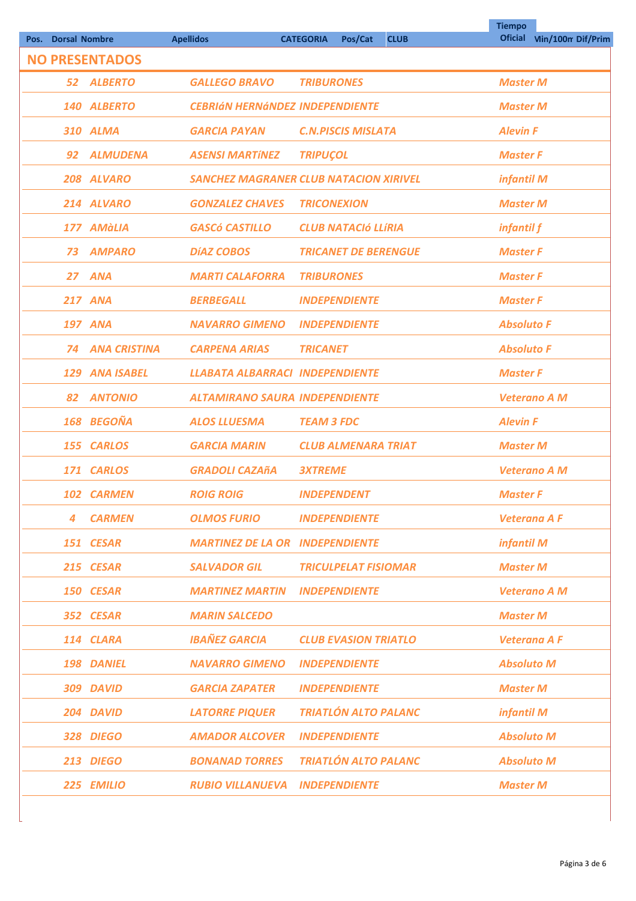| Pos. | Dorsal | Nombre | Apellidos | CATEGORIA | Pos/Cat | CLUB | Tiempo Oficial | Min/100m | Dif/Prim |
|---|---|---|---|---|---|---|---|---|---|
| **NO PRESENTADOS** | | | | | | | | | |
| | 52 | ALBERTO | GALLEGO BRAVO | TRIBURONES | | | Master M | | |
| | 140 | ALBERTO | CEBRIáN HERNáNDEZ | INDEPENDIENTE | | | Master M | | |
| | 310 | ALMA | GARCIA PAYAN | C.N.PISCIS MISLATA | | | Alevin F | | |
| | 92 | ALMUDENA | ASENSI MARTíNEZ | TRIPUÇOL | | | Master F | | |
| | 208 | ALVARO | SANCHEZ MAGRANER | CLUB NATACION XIRIVEL | | | infantil M | | |
| | 214 | ALVARO | GONZALEZ CHAVES | TRICONEXION | | | Master M | | |
| | 177 | AMàLIA | GASCó CASTILLO | CLUB NATACIó LLíRIA | | | infantil f | | |
| | 73 | AMPARO | DíAZ COBOS | TRICANET DE BERENGUE | | | Master F | | |
| | 27 | ANA | MARTI CALAFORRA | TRIBURONES | | | Master F | | |
| | 217 | ANA | BERBEGALL | INDEPENDIENTE | | | Master F | | |
| | 197 | ANA | NAVARRO GIMENO | INDEPENDIENTE | | | Absoluto F | | |
| | 74 | ANA CRISTINA | CARPENA ARIAS | TRICANET | | | Absoluto F | | |
| | 129 | ANA ISABEL | LLABATA ALBARRACI | INDEPENDIENTE | | | Master F | | |
| | 82 | ANTONIO | ALTAMIRANO SAURA | INDEPENDIENTE | | | Veterano A M | | |
| | 168 | BEGOÑA | ALOS LLUESMA | TEAM 3 FDC | | | Alevin F | | |
| | 155 | CARLOS | GARCIA MARIN | CLUB ALMENARA TRIAT | | | Master M | | |
| | 171 | CARLOS | GRADOLI CAZAñA | 3XTREME | | | Veterano A M | | |
| | 102 | CARMEN | ROIG ROIG | INDEPENDENT | | | Master F | | |
| | 4 | CARMEN | OLMOS FURIO | INDEPENDIENTE | | | Veterana A F | | |
| | 151 | CESAR | MARTINEZ DE LA OR | INDEPENDIENTE | | | infantil M | | |
| | 215 | CESAR | SALVADOR GIL | TRICULPELAT FISIOMAR | | | Master M | | |
| | 150 | CESAR | MARTINEZ MARTIN | INDEPENDIENTE | | | Veterano A M | | |
| | 352 | CESAR | MARIN SALCEDO | | | | Master M | | |
| | 114 | CLARA | IBAÑEZ GARCIA | CLUB EVASION TRIATLO | | | Veterana A F | | |
| | 198 | DANIEL | NAVARRO GIMENO | INDEPENDIENTE | | | Absoluto M | | |
| | 309 | DAVID | GARCIA ZAPATER | INDEPENDIENTE | | | Master M | | |
| | 204 | DAVID | LATORRE PIQUER | TRIATLÓN ALTO PALANC | | | infantil M | | |
| | 328 | DIEGO | AMADOR ALCOVER | INDEPENDIENTE | | | Absoluto M | | |
| | 213 | DIEGO | BONANAD TORRES | TRIATLÓN ALTO PALANC | | | Absoluto M | | |
| | 225 | EMILIO | RUBIO VILLANUEVA | INDEPENDIENTE | | | Master M | | |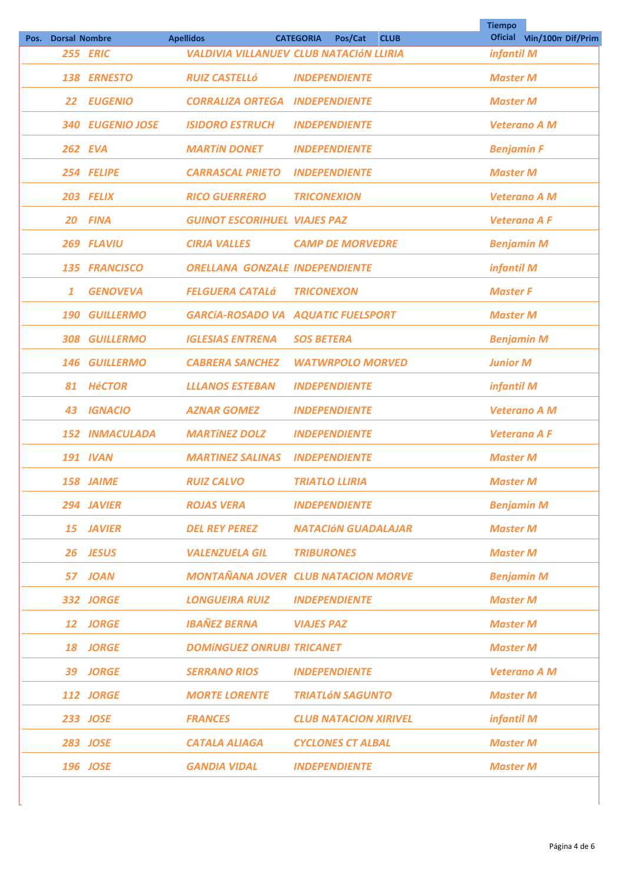| Pos. | Dorsal | Nombre | Apellidos | CATEGORIA | Pos/Cat | CLUB | Tiempo Oficial | Min/100m | Dif/Prim |
|---|---|---|---|---|---|---|---|---|---|
| | *255* | *ERIC* | *VALDIVIA VILLANUEV* | *CLUB NATACIóN LLIRIA* | | | *infantil M* | | |
| | *138* | *ERNESTO* | *RUIZ CASTELLó* | *INDEPENDIENTE* | | | *Master M* | | |
| | *22* | *EUGENIO* | *CORRALIZA ORTEGA* | *INDEPENDIENTE* | | | *Master M* | | |
| | *340* | *EUGENIO JOSE* | *ISIDORO ESTRUCH* | *INDEPENDIENTE* | | | *Veterano A M* | | |
| | *262* | *EVA* | *MARTíN DONET* | *INDEPENDIENTE* | | | *Benjamin F* | | |
| | *254* | *FELIPE* | *CARRASCAL PRIETO* | *INDEPENDIENTE* | | | *Master M* | | |
| | *203* | *FELIX* | *RICO GUERRERO* | *TRICONEXION* | | | *Veterano A M* | | |
| | *20* | *FINA* | *GUINOT ESCORIHUEL* | *VIAJES PAZ* | | | *Veterana A F* | | |
| | *269* | *FLAVIU* | *CIRJA VALLES* | *CAMP DE MORVEDRE* | | | *Benjamin M* | | |
| | *135* | *FRANCISCO* | *ORELLANA GONZALE* | *INDEPENDIENTE* | | | *infantil M* | | |
| | *1* | *GENOVEVA* | *FELGUERA CATALá* | *TRICONEXON* | | | *Master F* | | |
| | *190* | *GUILLERMO* | *GARCíA-ROSADO VA* | *AQUATIC FUELSPORT* | | | *Master M* | | |
| | *308* | *GUILLERMO* | *IGLESIAS ENTRENA* | *SOS BETERA* | | | *Benjamin M* | | |
| | *146* | *GUILLERMO* | *CABRERA SANCHEZ* | *WATWRPOLO MORVED* | | | *Junior M* | | |
| | *81* | *HéCTOR* | *LLLANOS ESTEBAN* | *INDEPENDIENTE* | | | *infantil M* | | |
| | *43* | *IGNACIO* | *AZNAR GOMEZ* | *INDEPENDIENTE* | | | *Veterano A M* | | |
| | *152* | *INMACULADA* | *MARTíNEZ DOLZ* | *INDEPENDIENTE* | | | *Veterana A F* | | |
| | *191* | *IVAN* | *MARTINEZ SALINAS* | *INDEPENDIENTE* | | | *Master M* | | |
| | *158* | *JAIME* | *RUIZ CALVO* | *TRIATLO LLIRIA* | | | *Master M* | | |
| | *294* | *JAVIER* | *ROJAS VERA* | *INDEPENDIENTE* | | | *Benjamin M* | | |
| | *15* | *JAVIER* | *DEL REY PEREZ* | *NATACIóN GUADALAJAR* | | | *Master M* | | |
| | *26* | *JESUS* | *VALENZUELA GIL* | *TRIBURONES* | | | *Master M* | | |
| | *57* | *JOAN* | *MONTAÑANA JOVER* | *CLUB NATACION MORVE* | | | *Benjamin M* | | |
| | *332* | *JORGE* | *LONGUEIRA RUIZ* | *INDEPENDIENTE* | | | *Master M* | | |
| | *12* | *JORGE* | *IBAÑEZ BERNA* | *VIAJES PAZ* | | | *Master M* | | |
| | *18* | *JORGE* | *DOMíNGUEZ ONRUBI* | *TRICANET* | | | *Master M* | | |
| | *39* | *JORGE* | *SERRANO RIOS* | *INDEPENDIENTE* | | | *Veterano A M* | | |
| | *112* | *JORGE* | *MORTE LORENTE* | *TRIATLóN SAGUNTO* | | | *Master M* | | |
| | *233* | *JOSE* | *FRANCES* | *CLUB NATACION XIRIVEL* | | | *infantil M* | | |
| | *283* | *JOSE* | *CATALA ALIAGA* | *CYCLONES CT ALBAL* | | | *Master M* | | |
| | *196* | *JOSE* | *GANDIA VIDAL* | *INDEPENDIENTE* | | | *Master M* | | |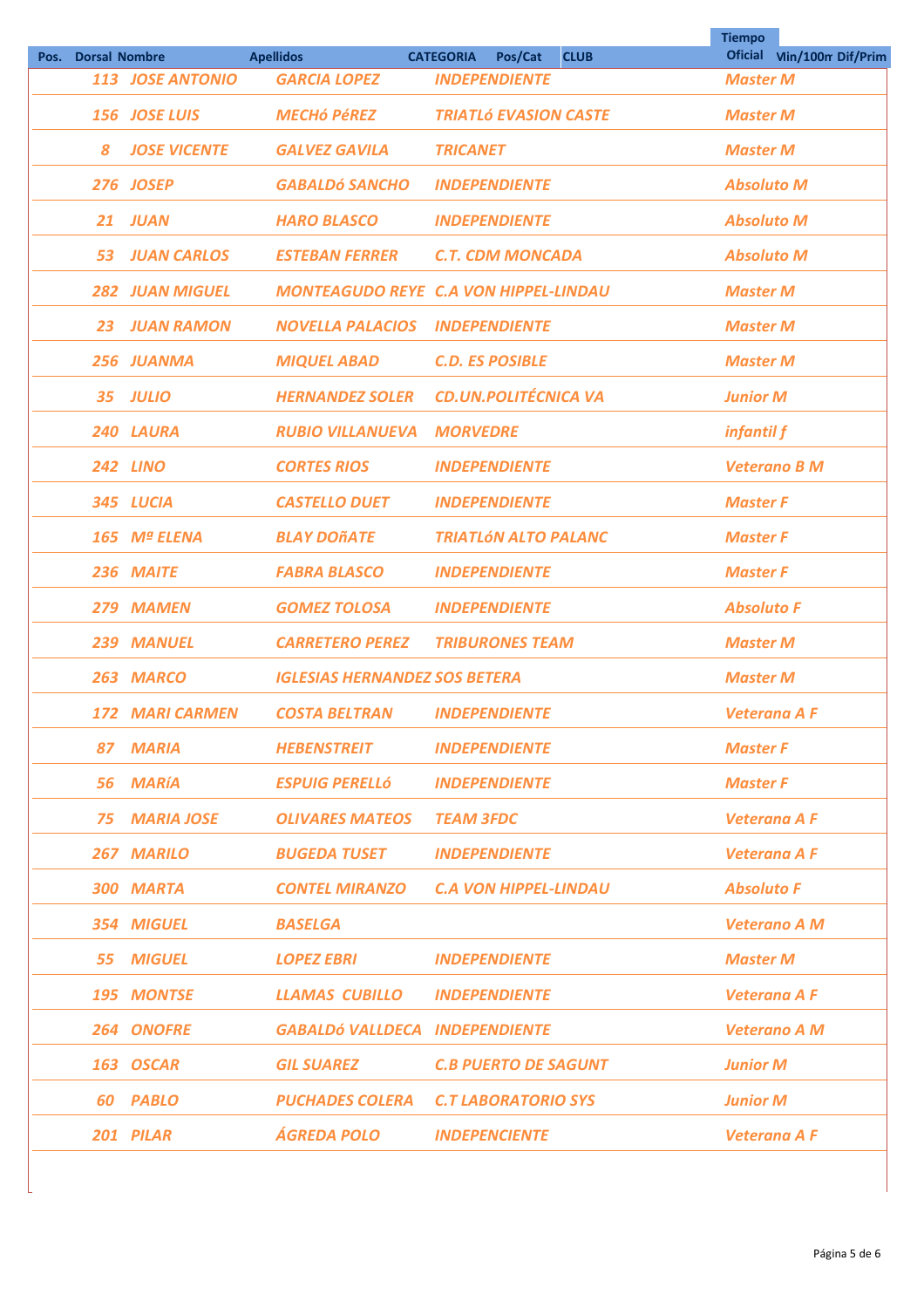| Pos. | Dorsal | Nombre | Apellidos | CATEGORIA | Pos/Cat | CLUB | Tiempo Oficial | Min/100m | Dif/Prim |
|---|---|---|---|---|---|---|---|---|---|
| | 113 | JOSE ANTONIO | GARCIA LOPEZ | INDEPENDIENTE | | | Master M | | |
| | 156 | JOSE LUIS | MECHó PéREZ | TRIATLó EVASION CASTE | | | Master M | | |
| | 8 | JOSE VICENTE | GALVEZ GAVILA | TRICANET | | | Master M | | |
| | 276 | JOSEP | GABALDó SANCHO | INDEPENDIENTE | | | Absoluto M | | |
| | 21 | JUAN | HARO BLASCO | INDEPENDIENTE | | | Absoluto M | | |
| | 53 | JUAN CARLOS | ESTEBAN FERRER | C.T. CDM MONCADA | | | Absoluto M | | |
| | 282 | JUAN MIGUEL | MONTEAGUDO REYE | C.A VON HIPPEL-LINDAU | | | Master M | | |
| | 23 | JUAN RAMON | NOVELLA PALACIOS | INDEPENDIENTE | | | Master M | | |
| | 256 | JUANMA | MIQUEL ABAD | C.D. ES POSIBLE | | | Master M | | |
| | 35 | JULIO | HERNANDEZ SOLER | CD.UN.POLITÉCNICA VA | | | Junior M | | |
| | 240 | LAURA | RUBIO VILLANUEVA | MORVEDRE | | | infantil f | | |
| | 242 | LINO | CORTES RIOS | INDEPENDIENTE | | | Veterano B M | | |
| | 345 | LUCIA | CASTELLO DUET | INDEPENDIENTE | | | Master F | | |
| | 165 | Mª ELENA | BLAY DOñATE | TRIATLóN ALTO PALANC | | | Master F | | |
| | 236 | MAITE | FABRA BLASCO | INDEPENDIENTE | | | Master F | | |
| | 279 | MAMEN | GOMEZ TOLOSA | INDEPENDIENTE | | | Absoluto F | | |
| | 239 | MANUEL | CARRETERO PEREZ | TRIBURONES TEAM | | | Master M | | |
| | 263 | MARCO | IGLESIAS HERNANDEZ | SOS BETERA | | | Master M | | |
| | 172 | MARI CARMEN | COSTA BELTRAN | INDEPENDIENTE | | | Veterana A F | | |
| | 87 | MARIA | HEBENSTREIT | INDEPENDIENTE | | | Master F | | |
| | 56 | MARíA | ESPUIG PERELLó | INDEPENDIENTE | | | Master F | | |
| | 75 | MARIA JOSE | OLIVARES MATEOS | TEAM 3FDC | | | Veterana A F | | |
| | 267 | MARILO | BUGEDA TUSET | INDEPENDIENTE | | | Veterana A F | | |
| | 300 | MARTA | CONTEL MIRANZO | C.A VON HIPPEL-LINDAU | | | Absoluto F | | |
| | 354 | MIGUEL | BASELGA | | | | Veterano A M | | |
| | 55 | MIGUEL | LOPEZ EBRI | INDEPENDIENTE | | | Master M | | |
| | 195 | MONTSE | LLAMAS CUBILLO | INDEPENDIENTE | | | Veterana A F | | |
| | 264 | ONOFRE | GABALDó VALLDECA | INDEPENDIENTE | | | Veterano A M | | |
| | 163 | OSCAR | GIL SUAREZ | C.B PUERTO DE SAGUNT | | | Junior M | | |
| | 60 | PABLO | PUCHADES COLERA | C.T LABORATORIO SYS | | | Junior M | | |
| | 201 | PILAR | ÁGREDA POLO | INDEPENCIENTE | | | Veterana A F | | |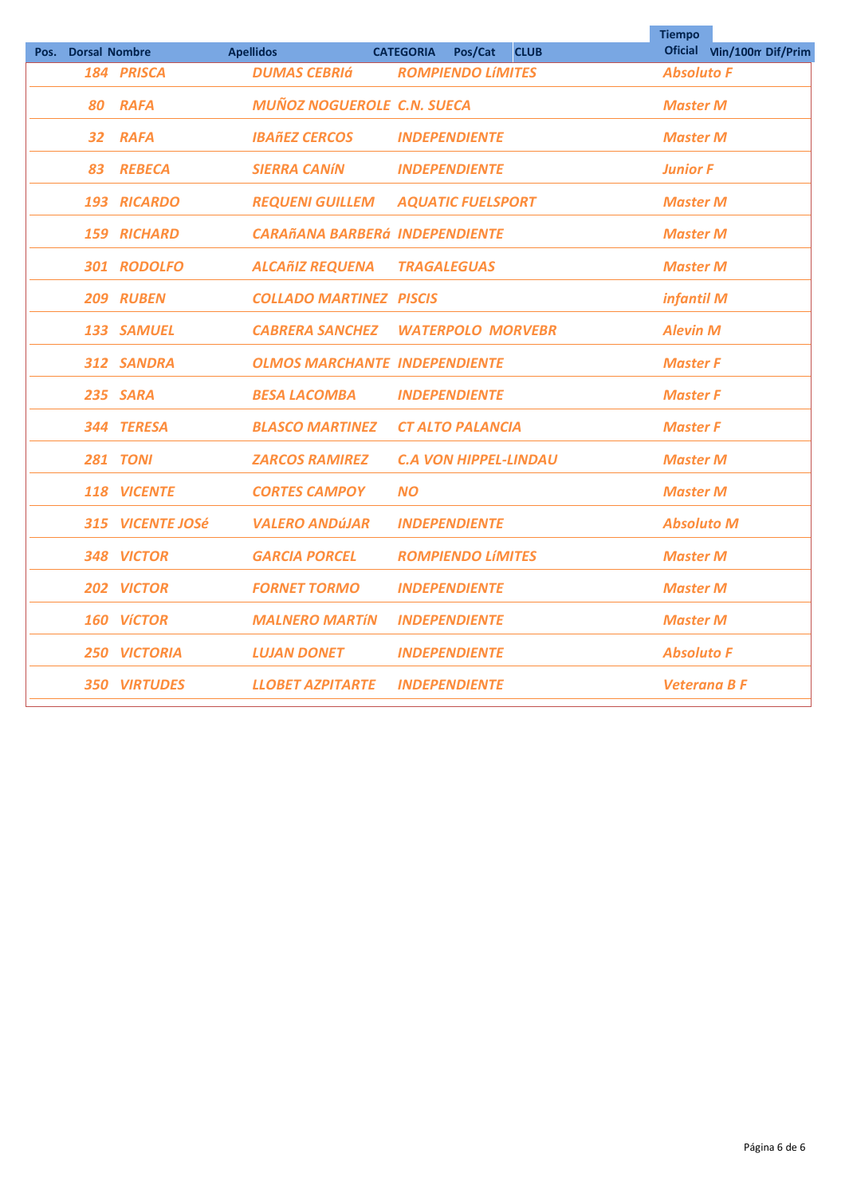| Pos. | Dorsal | Nombre | Apellidos | CATEGORIA | Pos/Cat | CLUB | Tiempo Oficial | Min/100m | Dif/Prim |
|---|---|---|---|---|---|---|---|---|---|
| | 184 | PRISCA | DUMAS CEBRIá | ROMPIENDO LíMITES | | | Absoluto F | | |
| | 80 | RAFA | MUÑOZ NOGUEROLE | C.N. SUECA | | | Master M | | |
| | 32 | RAFA | IBAñEZ CERCOS | INDEPENDIENTE | | | Master M | | |
| | 83 | REBECA | SIERRA CANíN | INDEPENDIENTE | | | Junior F | | |
| | 193 | RICARDO | REQUENI GUILLEM | AQUATIC FUELSPORT | | | Master M | | |
| | 159 | RICHARD | CARAñANA BARBERá | INDEPENDIENTE | | | Master M | | |
| | 301 | RODOLFO | ALCAñIZ REQUENA | TRAGALEGUAS | | | Master M | | |
| | 209 | RUBEN | COLLADO MARTINEZ | PISCIS | | | infantil M | | |
| | 133 | SAMUEL | CABRERA SANCHEZ | WATERPOLO MORVEBR | | | Alevin M | | |
| | 312 | SANDRA | OLMOS MARCHANTE | INDEPENDIENTE | | | Master F | | |
| | 235 | SARA | BESA LACOMBA | INDEPENDIENTE | | | Master F | | |
| | 344 | TERESA | BLASCO MARTINEZ | CT ALTO PALANCIA | | | Master F | | |
| | 281 | TONI | ZARCOS RAMIREZ | C.A VON HIPPEL-LINDAU | | | Master M | | |
| | 118 | VICENTE | CORTES CAMPOY | NO | | | Master M | | |
| | 315 | VICENTE JOSé | VALERO ANDúJAR | INDEPENDIENTE | | | Absoluto M | | |
| | 348 | VICTOR | GARCIA PORCEL | ROMPIENDO LíMITES | | | Master M | | |
| | 202 | VICTOR | FORNET TORMO | INDEPENDIENTE | | | Master M | | |
| | 160 | VíCTOR | MALNERO MARTíN | INDEPENDIENTE | | | Master M | | |
| | 250 | VICTORIA | LUJAN DONET | INDEPENDIENTE | | | Absoluto F | | |
| | 350 | VIRTUDES | LLOBET AZPITARTE | INDEPENDIENTE | | | Veterana B F | | |